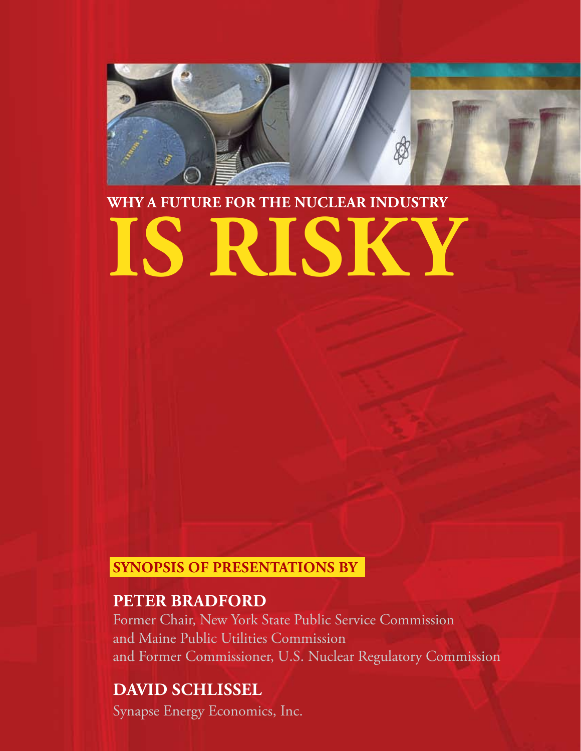# WHY A FUTURE FOR THE NUCLEAR INDUSTRY IS RISKY

**SYNOPSIS OF PRESENTATIONS BY**

## PETER BRADFORD

Former Chair, New York State Public Service Commission
and Maine Public Utilities Commission
and Former Commissioner, U.S. Nuclear Regulatory Commission

## DAVID SCHLISSEL

Synapse Energy Economics, Inc.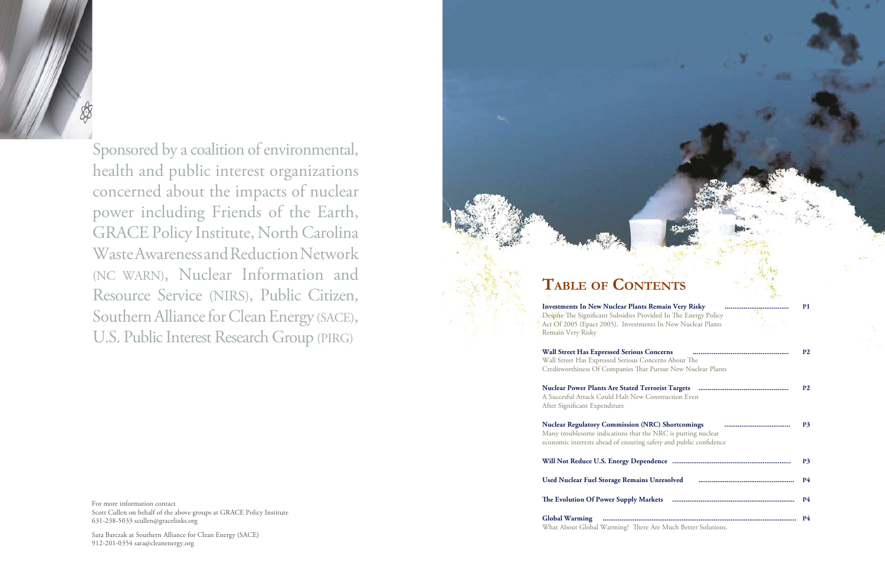Sponsored by a coalition of environmental, health and public interest organizations concerned about the impacts of nuclear power including Friends of the Earth, GRACE Policy Institute, North Carolina Waste Awareness and Reduction Network (NC WARN), Nuclear Information and Resource Service (NIRS), Public Citizen, Southern Alliance for Clean Energy (SACE), U.S. Public Interest Research Group (PIRG)

For more information contact
Scott Cullen on behalf of the above groups at GRACE Policy Institute
631-238-5033 scullen@gracelinks.org

Sara Barczak at Southern Alliance for Clean Energy (SACE)
912-201-0354 sara@cleanenergy.org

# Table of Contents

**Investments In New Nuclear Plants Remain Very Risky** .................................. **P1**
Despite The Significant Subsidies Provided In The Energy Policy Act Of 2005 (Epact 2005), Investments In New Nuclear Plants Remain Very Risky

**Wall Street Has Expressed Serious Concerns** .................................................... **P2**
Wall Street Has Expressed Serious Concerns About The Creditworthiness Of Companies That Pursue New Nuclear Plants

**Nuclear Power Plants Are Stated Terrorist Targets** ................................................ **P2**
A Succesful Attack Could Halt New Construction Even After Significant Expenditure

**Nuclear Regulatory Commission (NRC) Shortcomings** .................................. **P3**
Many troublesome indications that the NRC is putting nuclear economic interests ahead of ensuring safety and public confidence

**Will Not Reduce U.S. Energy Dependence** ................................................................ **P3**

**Used Nuclear Fuel Storage Remains Unresolved** .................................................... **P4**

**The Evolution Of Power Supply Markets** ................................................................ **P4**

**Global Warming** ........................................................................................................ **P4**
What About Global Warming? There Are Much Better Solutions.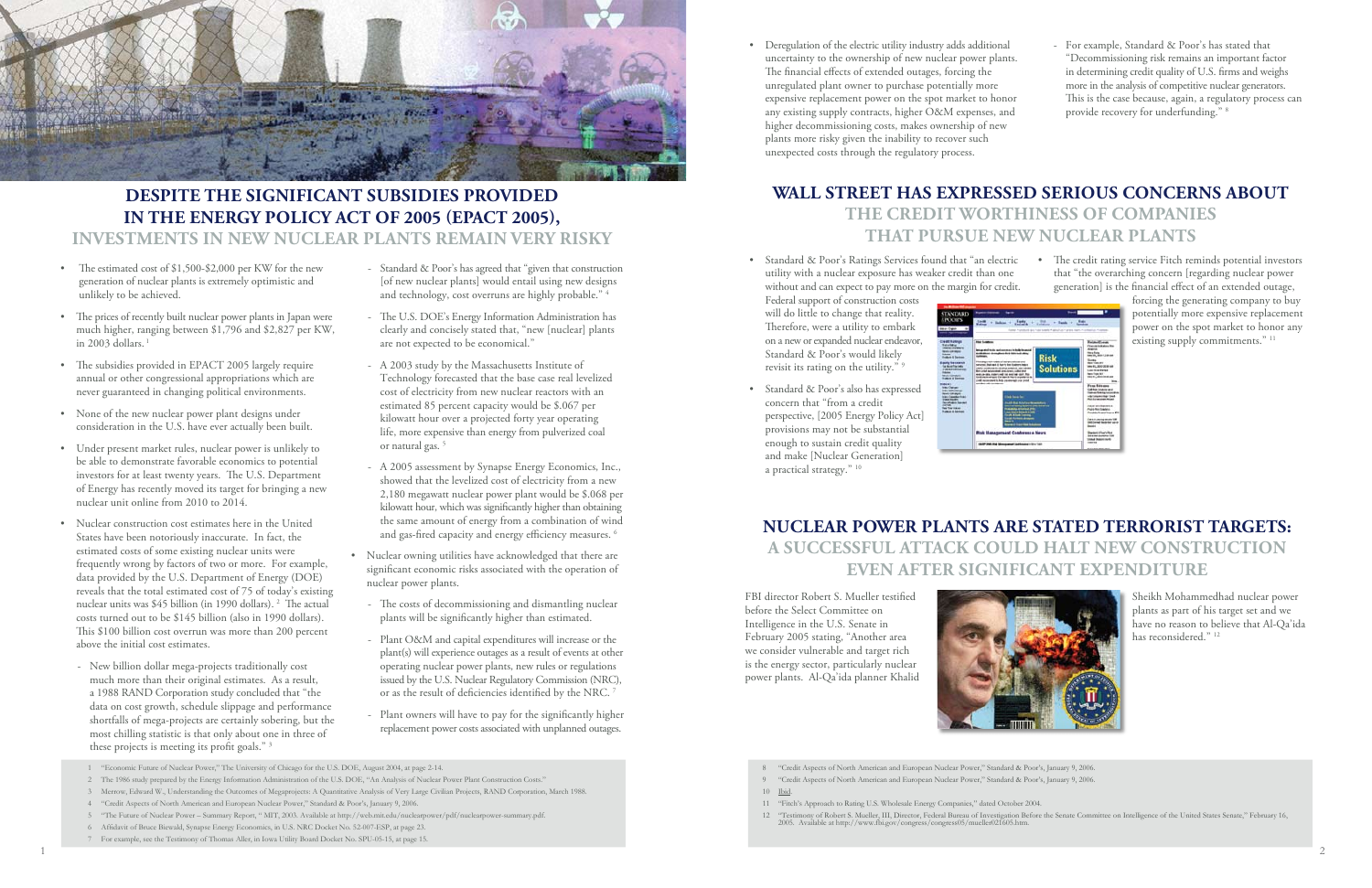## DESPITE THE SIGNIFICANT SUBSIDIES PROVIDED IN THE ENERGY POLICY ACT OF 2005 (EPACT 2005), INVESTMENTS IN NEW NUCLEAR PLANTS REMAIN VERY RISKY

- The estimated cost of $1,500-$2,000 per KW for the new generation of nuclear plants is extremely optimistic and unlikely to be achieved.
- The prices of recently built nuclear power plants in Japan were much higher, ranging between $1,796 and $2,827 per KW, in 2003 dollars. [1]
- The subsidies provided in EPACT 2005 largely require annual or other congressional appropriations which are never guaranteed in changing political environments.
- None of the new nuclear power plant designs under consideration in the U.S. have ever actually been built.
- Under present market rules, nuclear power is unlikely to be able to demonstrate favorable economics to potential investors for at least twenty years. The U.S. Department of Energy has recently moved its target for bringing a new nuclear unit online from 2010 to 2014.
- Nuclear construction cost estimates here in the United States have been notoriously inaccurate. In fact, the estimated costs of some existing nuclear units were frequently wrong by factors of two or more. For example, data provided by the U.S. Department of Energy (DOE) reveals that the total estimated cost of 75 of today's existing nuclear units was $45 billion (in 1990 dollars). [2] The actual costs turned out to be $145 billion (also in 1990 dollars). This $100 billion cost overrun was more than 200 percent above the initial cost estimates.
    - New billion dollar mega-projects traditionally cost much more than their original estimates. As a result, a 1988 RAND Corporation study concluded that "the data on cost growth, schedule slippage and performance shortfalls of mega-projects are certainly sobering, but the most chilling statistic is that only about one in three of these projects is meeting its profit goals." [3]
    - Standard & Poor's has agreed that "given that construction [of new nuclear plants] would entail using new designs and technology, cost overruns are highly probable." [4]
    - The U.S. DOE's Energy Information Administration has clearly and concisely stated that, "new [nuclear] plants are not expected to be economical."
    - A 2003 study by the Massachusetts Institute of Technology forecasted that the base case real levelized cost of electricity from new nuclear reactors with an estimated 85 percent capacity would be $.067 per kilowatt hour over a projected forty year operating life, more expensive than energy from pulverized coal or natural gas. [5]
    - A 2005 assessment by Synapse Energy Economics, Inc., showed that the levelized cost of electricity from a new 2,180 megawatt nuclear power plant would be $.068 per kilowatt hour, which was significantly higher than obtaining the same amount of energy from a combination of wind and gas-fired capacity and energy efficiency measures. [6]
- Nuclear owning utilities have acknowledged that there are significant economic risks associated with the operation of nuclear power plants.
    - The costs of decommissioning and dismantling nuclear plants will be significantly higher than estimated.
    - Plant O&M and capital expenditures will increase or the plant(s) will experience outages as a result of events at other operating nuclear power plants, new rules or regulations issued by the U.S. Nuclear Regulatory Commission (NRC), or as the result of deficiencies identified by the NRC. [7]
    - Plant owners will have to pay for the significantly higher replacement power costs associated with unplanned outages.
- Deregulation of the electric utility industry adds additional uncertainty to the ownership of new nuclear power plants. The financial effects of extended outages, forcing the unregulated plant owner to purchase potentially more expensive replacement power on the spot market to honor any existing supply contracts, higher O&M expenses, and higher decommissioning costs, makes ownership of new plants more risky given the inability to recover such unexpected costs through the regulatory process.
    - For example, Standard & Poor's has stated that "Decommissioning risk remains an important factor in determining credit quality of U.S. firms and weighs more in the analysis of competitive nuclear generators. This is the case because, again, a regulatory process can provide recovery for underfunding." [8]

1 "Economic Future of Nuclear Power," The University of Chicago for the U.S. DOE, August 2004, at page 2-14.

2 The 1986 study prepared by the Energy Information Administration of the U.S. DOE, "An Analysis of Nuclear Power Plant Construction Costs."

3 Merrow, Edward W., Understanding the Outcomes of Megaprojects: A Quantitative Analysis of Very Large Civilian Projects, RAND Corporation, March 1988.

4 "Credit Aspects of North American and European Nuclear Power," Standard & Poor's, January 9, 2006.

5 "The Future of Nuclear Power – Summary Report, " MIT, 2003. Available at http://web.mit.edu/nuclearpower/pdf/nuclearpower-summary.pdf.

6 Affidavit of Bruce Biewald, Synapse Energy Economics, in U.S. NRC Docket No. 52-007-ESP, at page 23.

7 For example, see the Testimony of Thomas Aller, in Iowa Utility Board Docket No. SPU-05-15, at page 15.

## WALL STREET HAS EXPRESSED SERIOUS CONCERNS ABOUT THE CREDIT WORTHINESS OF COMPANIES THAT PURSUE NEW NUCLEAR PLANTS

- Standard & Poor's Ratings Services found that "an electric utility with a nuclear exposure has weaker credit than one without and can expect to pay more on the margin for credit. Federal support of construction costs will do little to change that reality. Therefore, were a utility to embark on a new or expanded nuclear endeavor, Standard & Poor's would likely revisit its rating on the utility." [9]
- Standard & Poor's also has expressed concern that "from a credit perspective, [2005 Energy Policy Act] provisions may not be substantial enough to sustain credit quality and make [Nuclear Generation] a practical strategy." [10]
- The credit rating service Fitch reminds potential investors that "the overarching concern [regarding nuclear power generation] is the financial effect of an extended outage, forcing the generating company to buy potentially more expensive replacement power on the spot market to honor any existing supply commitments." [11]

## NUCLEAR POWER PLANTS ARE STATED TERRORIST TARGETS: A SUCCESSFUL ATTACK COULD HALT NEW CONSTRUCTION EVEN AFTER SIGNIFICANT EXPENDITURE

FBI director Robert S. Mueller testified before the Select Committee on Intelligence in the U.S. Senate in February 2005 stating, "Another area we consider vulnerable and target rich is the energy sector, particularly nuclear power plants. Al-Qa'ida planner Khalid Sheikh Mohammedhad nuclear power plants as part of his target set and we have no reason to believe that Al-Qa'ida has reconsidered." [12]

8 "Credit Aspects of North American and European Nuclear Power," Standard & Poor's, January 9, 2006.

9 "Credit Aspects of North American and European Nuclear Power," Standard & Poor's, January 9, 2006.

10 Ibid.

11 "Fitch's Approach to Rating U.S. Wholesale Energy Companies," dated October 2004.

12 "Testimony of Robert S. Mueller, III, Director, Federal Bureau of Investigation Before the Senate Committee on Intelligence of the United States Senate," February 16, 2005. Available at http://www.fbi.gov/congress/congress05/mueller021605.htm.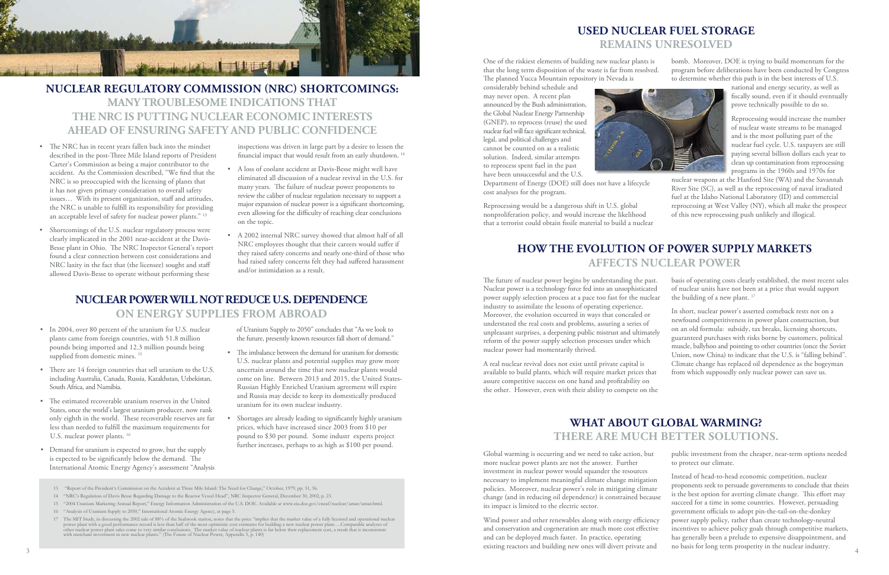## NUCLEAR REGULATORY COMMISSION (NRC) SHORTCOMINGS:
### MANY TROUBLESOME INDICATIONS THAT THE NRC IS PUTTING NUCLEAR ECONOMIC INTERESTS AHEAD OF ENSURING SAFETY AND PUBLIC CONFIDENCE

- The NRC has in recent years fallen back into the mindset described in the post-Three Mile Island reports of President Carter's Commission as being a major contributor to the accident. As the Commission described, "We find that the NRC is so preoccupied with the licensing of plants that it has not given primary consideration to overall safety issues… With its present organization, staff and attitudes, the NRC is unable to fulfill its responsibility for providing an acceptable level of safety for nuclear power plants." [13]
- Shortcomings of the U.S. nuclear regulatory process were clearly implicated in the 2001 near-accident at the Davis-Besse plant in Ohio. The NRC Inspector General's report found a clear connection between cost considerations and NRC laxity in the fact that (the licensee) sought and staff allowed Davis-Besse to operate without performing these inspections was driven in large part by a desire to lessen the financial impact that would result from an early shutdown. [14]
- A loss of coolant accident at Davis-Besse might well have eliminated all discussion of a nuclear revival in the U.S. for many years. The failure of nuclear power proponents to review the caliber of nuclear regulation necessary to support a major expansion of nuclear power is a significant shortcoming, even allowing for the difficulty of reaching clear conclusions on the topic.
- A 2002 internal NRC survey showed that almost half of all NRC employees thought that their careers would suffer if they raised safety concerns and nearly one-third of those who had raised safety concerns felt they had suffered harassment and/or intimidation as a result.

## NUCLEAR POWER WILL NOT REDUCE U.S. DEPENDENCE
### ON ENERGY SUPPLIES FROM ABROAD

- In 2004, over 80 percent of the uranium for U.S. nuclear plants came from foreign countries, with 51.8 million pounds being imported and 12.3 million pounds being supplied from domestic mines. [15]
- There are 14 foreign countries that sell uranium to the U.S. including Australia, Canada, Russia, Kazakhstan, Uzbekistan, South Africa, and Namibia.
- The estimated recoverable uranium reserves in the United States, once the world's largest uranium producer, now rank only eighth in the world. These recoverable reserves are far less than needed to fulfill the maximum requirements for U.S. nuclear power plants. [16]
- Demand for uranium is expected to grow, but the supply is expected to be significantly below the demand. The International Atomic Energy Agency's assessment "Analysis of Uranium Supply to 2050" concludes that "As we look to the future, presently known resources fall short of demand."
- The imbalance between the demand for uranium for domestic U.S. nuclear plants and potential supplies may grow more uncertain around the time that new nuclear plants would come on line. Between 2013 and 2015, the United States-Russian Highly Enriched Uranium agreement will expire and Russia may decide to keep its domestically produced uranium for its own nuclear industry.
- Shortages are already leading to significantly highly uranium prices, which have increased since 2003 from $10 per pound to $30 per pound. Some industr experts project further increases, perhaps to as high as $100 per pound.

13 "Report of the President's Commission on the Accident at Three Mile Island: The Need for Change," October, 1979, pp. 51, 56.

14 "NRC's Regulation of Davis Besse Regarding Damage to the Reactor Vessel Head", NRC Inspector General, December 30, 2002, p. 23.

15 "2004 Uranium Marketing Annual Report," Energy Information Administration of the U.S. DOE. Available at www.eia.doe.gov/cneaf/nuclear/umar/umar.html.

16 "Analysis of Uranium Supply to 2050," International Atomic Energy Agency, at page 5.

17 The MIT Study, in discussing the 2002 sale of 88% of the Seabrook station, notes that the price "implies that the market value of a fully licensed and operational nuclear power plant with a good performance record is less than half of the most optimistic cost estimates for building a new nuclear power plant….Comparable analyses of other nuclear power plant sales come to very similar conclusions. The market value of nuclear plants is far below their replacement cost, a result that is inconsistent with merchant investment in new nuclear plants." (The Future of Nuclear Power, Appendix 5, p. 140)

## USED NUCLEAR FUEL STORAGE
### REMAINS UNRESOLVED

One of the riskiest elements of building new nuclear plants is that the long term disposition of the waste is far from resolved. The planned Yucca Mountain repository in Nevada is considerably behind schedule and may never open. A recent plan announced by the Bush administration, the Global Nuclear Energy Partnership (GNEP), to reprocess (reuse) the used nuclear fuel will face significant technical, legal, and political challenges and cannot be counted on as a realistic solution. Indeed, similar attempts to reprocess spent fuel in the past have been unsuccessful and the U.S. Department of Energy (DOE) still does not have a lifecycle cost analyses for the program.

Reprocessing would be a dangerous shift in U.S. global nonproliferation policy, and would increase the likelihood that a terrorist could obtain fissile material to build a nuclear bomb. Moreover, DOE is trying to build momentum for the program before deliberations have been conducted by Congress to determine whether this path is in the best interests of U.S. national and energy security, as well as fiscally sound, even if it should eventually prove technically possible to do so.

Reprocessing would increase the number of nuclear waste streams to be managed and is the most polluting part of the nuclear fuel cycle. U.S. taxpayers are still paying several billion dollars each year to clean up contamination from reprocessing programs in the 1960s and 1970s for nuclear weapons at the Hanford Site (WA) and the Savannah River Site (SC), as well as the reprocessing of naval irradiated fuel at the Idaho National Laboratory (ID) and commercial reprocessing at West Valley (NY), which all make the prospect of this new reprocessing push unlikely and illogical.

## HOW THE EVOLUTION OF POWER SUPPLY MARKETS
### AFFECTS NUCLEAR POWER

The future of nuclear power begins by understanding the past. Nuclear power is a technology force fed into an unsophisticated power supply selection process at a pace too fast for the nuclear industry to assimilate the lessons of operating experience. Moreover, the evolution occurred in ways that concealed or understated the real costs and problems, assuring a series of unpleasant surprises, a deepening public mistrust and ultimately reform of the power supply selection processes under which nuclear power had momentarily thrived.

A real nuclear revival does not exist until private capital is available to build plants, which will require market prices that assure competitive success on one hand and profitability on the other. However, even with their ability to compete on the basis of operating costs clearly established, the most recent sales of nuclear units have not been at a price that would support the building of a new plant. [17]

In short, nuclear power's asserted comeback rests not on a newfound competitiveness in power plant construction, but on an old formula: subsidy, tax breaks, licensing shortcuts, guaranteed purchases with risks borne by customers, political muscle, ballyhoo and pointing to other countries (once the Soviet Union, now China) to indicate that the U.S. is "falling behind". Climate change has replaced oil dependence as the bogeyman from which supposedly only nuclear power can save us.

## WHAT ABOUT GLOBAL WARMING?
### THERE ARE MUCH BETTER SOLUTIONS.

Global warming is occurring and we need to take action, but more nuclear power plants are not the answer. Further investment in nuclear power would squander the resources necessary to implement meaningful climate change mitigation policies. Moreover, nuclear power's role in mitigating climate change (and in reducing oil dependence) is constrained because its impact is limited to the electric sector.

Wind power and other renewables along with energy efficiency and conservation and cogeneration are much more cost effective and can be deployed much faster. In practice, operating existing reactors and building new ones will divert private and public investment from the cheaper, near-term options needed to protect our climate.

Instead of head-to-head economic competition, nuclear proponents seek to persuade governments to conclude that theirs is the best option for averting climate change. This effort may succeed for a time in some countries. However, persuading government officials to adopt pin-the-tail-on-the-donkey power supply policy, rather than create technology-neutral incentives to achieve policy goals through competitive markets, has generally been a prelude to expensive disappointment, and no basis for long term prosperity in the nuclear industry.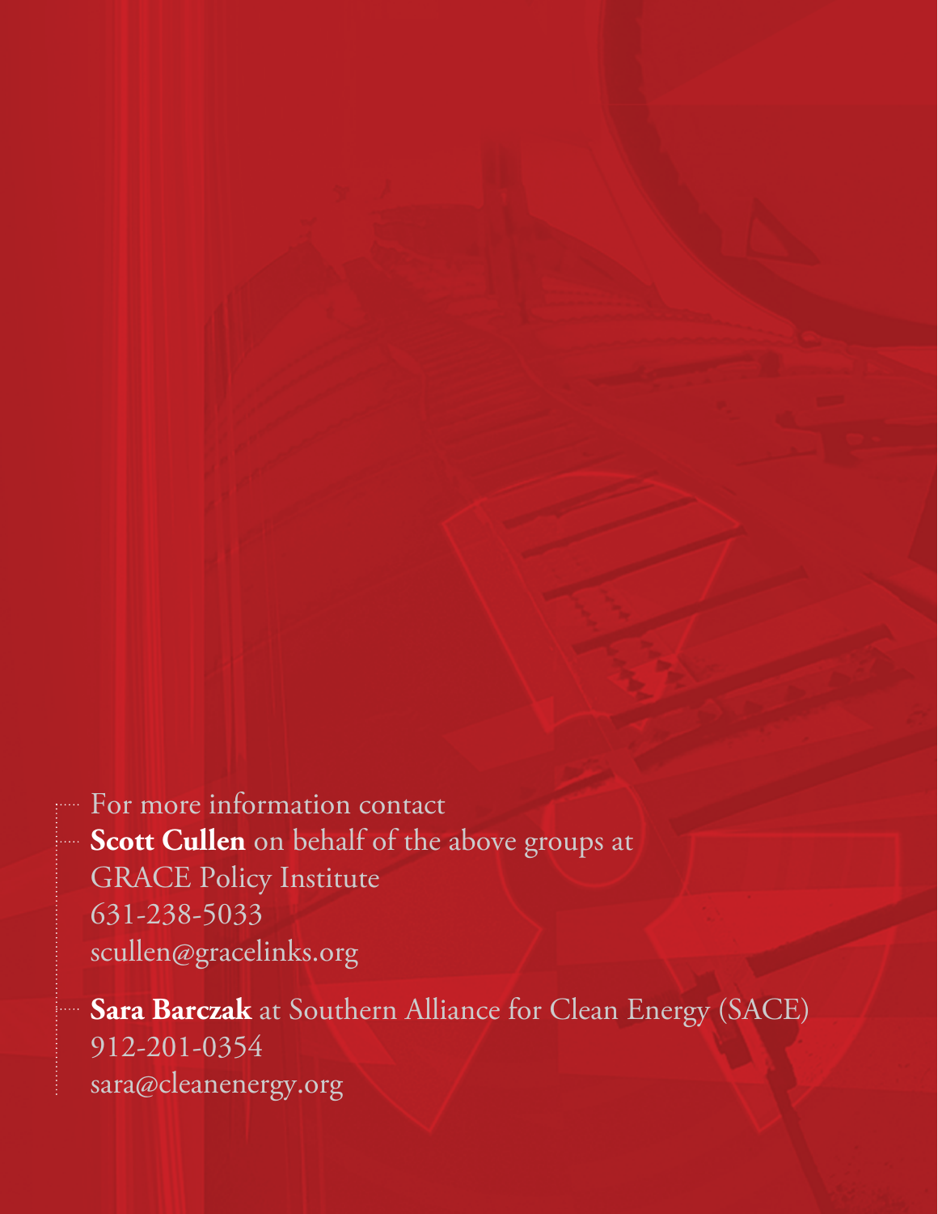For more information contact

**Scott Cullen** on behalf of the above groups at
GRACE Policy Institute
631-238-5033
scullen@gracelinks.org

**Sara Barczak** at Southern Alliance for Clean Energy (SACE)
912-201-0354
sara@cleanenergy.org